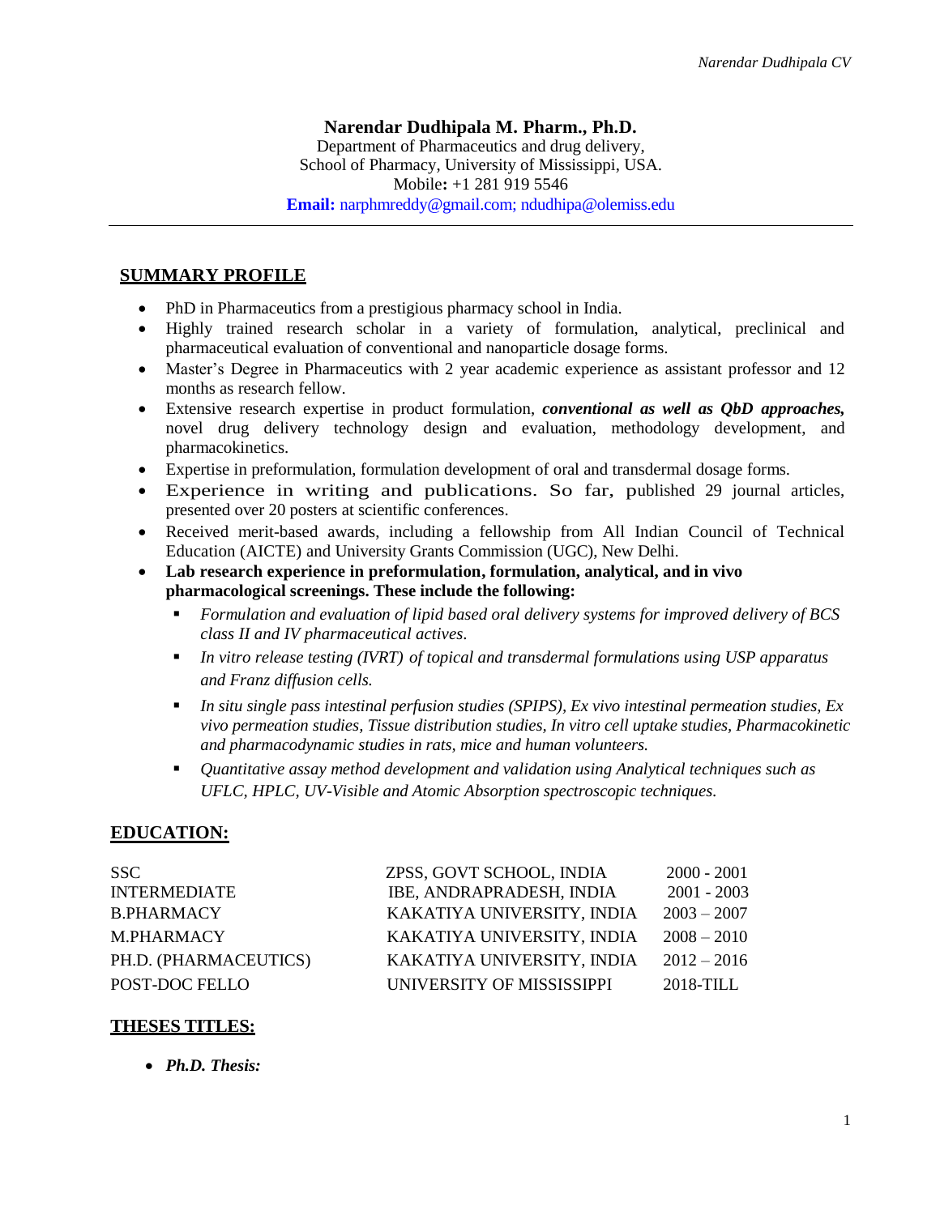**Narendar Dudhipala M. Pharm., Ph.D.**
Department of Pharmaceutics and drug delivery,
School of Pharmacy, University of Mississippi, USA.
Mobile**:** +1 281 919 5546
**Email:** narphmreddy@gmail.com; ndudhipa@olemiss.edu

---

## SUMMARY PROFILE

- PhD in Pharmaceutics from a prestigious pharmacy school in India.
- Highly trained research scholar in a variety of formulation, analytical, preclinical and pharmaceutical evaluation of conventional and nanoparticle dosage forms.
- Master's Degree in Pharmaceutics with 2 year academic experience as assistant professor and 12 months as research fellow.
- Extensive research expertise in product formulation, ***conventional as well as QbD approaches,*** novel drug delivery technology design and evaluation, methodology development, and pharmacokinetics.
- Expertise in preformulation, formulation development of oral and transdermal dosage forms.
- Experience in writing and publications. So far, published 29 journal articles, presented over 20 posters at scientific conferences.
- Received merit-based awards, including a fellowship from All Indian Council of Technical Education (AICTE) and University Grants Commission (UGC), New Delhi.
- **Lab research experience in preformulation, formulation, analytical, and in vivo pharmacological screenings. These include the following:**
  - *Formulation and evaluation of lipid based oral delivery systems for improved delivery of BCS class II and IV pharmaceutical actives.*
  - *In vitro release testing (IVRT) of topical and transdermal formulations using USP apparatus and Franz diffusion cells.*
  - *In situ single pass intestinal perfusion studies (SPIPS), Ex vivo intestinal permeation studies, Ex vivo permeation studies, Tissue distribution studies, In vitro cell uptake studies, Pharmacokinetic and pharmacodynamic studies in rats, mice and human volunteers.*
  - *Quantitative assay method development and validation using Analytical techniques such as UFLC, HPLC, UV-Visible and Atomic Absorption spectroscopic techniques.*

## EDUCATION:

| | | |
|---|---|---|
| SSC | ZPSS, GOVT SCHOOL, INDIA | 2000 - 2001 |
| INTERMEDIATE | IBE, ANDRAPRADESH, INDIA | 2001 - 2003 |
| B.PHARMACY | KAKATIYA UNIVERSITY, INDIA | 2003 – 2007 |
| M.PHARMACY | KAKATIYA UNIVERSITY, INDIA | 2008 – 2010 |
| PH.D. (PHARMACEUTICS) | KAKATIYA UNIVERSITY, INDIA | 2012 – 2016 |
| POST-DOC FELLO | UNIVERSITY OF MISSISSIPPI | 2018-TILL |

## THESES TITLES:

- ***Ph.D. Thesis:***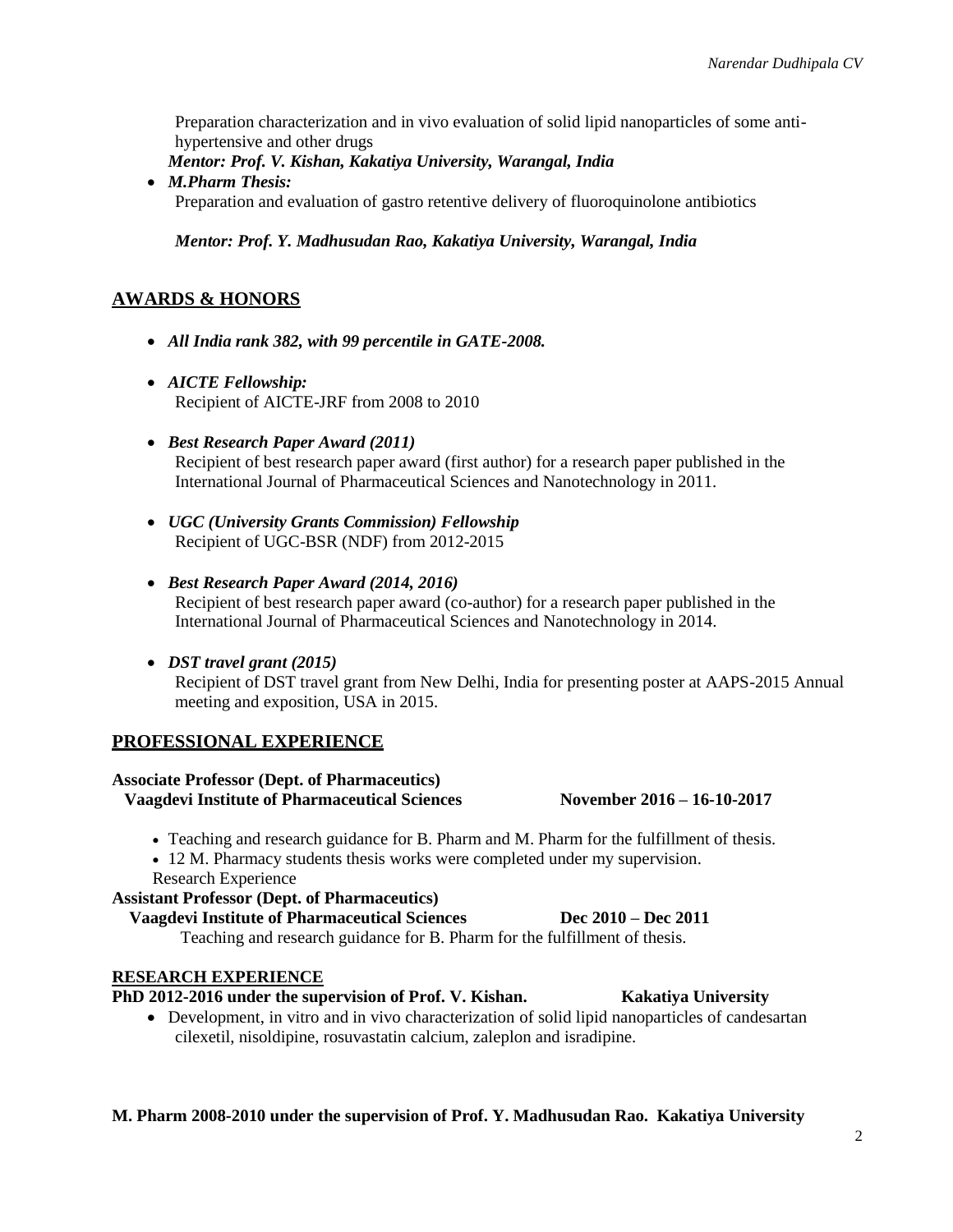Preparation characterization and in vivo evaluation of solid lipid nanoparticles of some anti-hypertensive and other drugs

*Mentor: Prof. V. Kishan, Kakatiya University, Warangal, India*

- ***M.Pharm Thesis:***
  Preparation and evaluation of gastro retentive delivery of fluoroquinolone antibiotics

  *Mentor: Prof. Y. Madhusudan Rao, Kakatiya University, Warangal, India*

## AWARDS & HONORS

- ***All India rank 382, with 99 percentile in GATE-2008.***
- ***AICTE Fellowship:***
  Recipient of AICTE-JRF from 2008 to 2010
- ***Best Research Paper Award (2011)***
  Recipient of best research paper award (first author) for a research paper published in the International Journal of Pharmaceutical Sciences and Nanotechnology in 2011.
- ***UGC (University Grants Commission) Fellowship***
  Recipient of UGC-BSR (NDF) from 2012-2015
- ***Best Research Paper Award (2014, 2016)***
  Recipient of best research paper award (co-author) for a research paper published in the International Journal of Pharmaceutical Sciences and Nanotechnology in 2014.
- ***DST travel grant (2015)***
  Recipient of DST travel grant from New Delhi, India for presenting poster at AAPS-2015 Annual meeting and exposition, USA in 2015.

## PROFESSIONAL EXPERIENCE

**Associate Professor (Dept. of Pharmaceutics)**
**Vaagdevi Institute of Pharmaceutical Sciences** **November 2016 – 16-10-2017**

- Teaching and research guidance for B. Pharm and M. Pharm for the fulfillment of thesis.
- 12 M. Pharmacy students thesis works were completed under my supervision.

Research Experience

**Assistant Professor (Dept. of Pharmaceutics)**
**Vaagdevi Institute of Pharmaceutical Sciences** **Dec 2010 – Dec 2011**

Teaching and research guidance for B. Pharm for the fulfillment of thesis.

## RESEARCH EXPERIENCE

**PhD 2012-2016 under the supervision of Prof. V. Kishan.** **Kakatiya University**

- Development, in vitro and in vivo characterization of solid lipid nanoparticles of candesartan cilexetil, nisoldipine, rosuvastatin calcium, zaleplon and isradipine.

**M. Pharm 2008-2010 under the supervision of Prof. Y. Madhusudan Rao. Kakatiya University**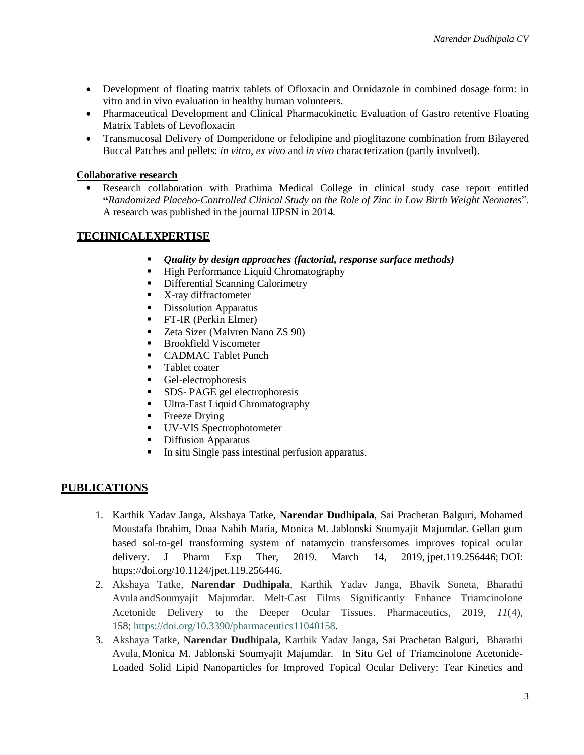- Development of floating matrix tablets of Ofloxacin and Ornidazole in combined dosage form: in vitro and in vivo evaluation in healthy human volunteers.
- Pharmaceutical Development and Clinical Pharmacokinetic Evaluation of Gastro retentive Floating Matrix Tablets of Levofloxacin
- Transmucosal Delivery of Domperidone or felodipine and pioglitazone combination from Bilayered Buccal Patches and pellets: *in vitro*, *ex vivo* and *in vivo* characterization (partly involved).

**Collaborative research**

- Research collaboration with Prathima Medical College in clinical study case report entitled "*Randomized Placebo-Controlled Clinical Study on the Role of Zinc in Low Birth Weight Neonates*". A research was published in the journal IJPSN in 2014.

## TECHNICALEXPERTISE

- ***Quality by design approaches (factorial, response surface methods)***
- High Performance Liquid Chromatography
- Differential Scanning Calorimetry
- X-ray diffractometer
- Dissolution Apparatus
- FT-IR (Perkin Elmer)
- Zeta Sizer (Malvren Nano ZS 90)
- Brookfield Viscometer
- CADMAC Tablet Punch
- Tablet coater
- Gel-electrophoresis
- SDS- PAGE gel electrophoresis
- Ultra-Fast Liquid Chromatography
- Freeze Drying
- UV-VIS Spectrophotometer
- Diffusion Apparatus
- In situ Single pass intestinal perfusion apparatus.

## PUBLICATIONS

1. Karthik Yadav Janga, Akshaya Tatke, **Narendar Dudhipala**, Sai Prachetan Balguri, Mohamed Moustafa Ibrahim, Doaa Nabih Maria, Monica M. Jablonski Soumyajit Majumdar. Gellan gum based sol-to-gel transforming system of natamycin transfersomes improves topical ocular delivery. J Pharm Exp Ther, 2019. March 14, 2019, jpet.119.256446; DOI: https://doi.org/10.1124/jpet.119.256446.
2. Akshaya Tatke, **Narendar Dudhipala**, Karthik Yadav Janga, Bhavik Soneta, Bharathi Avula andSoumyajit Majumdar. Melt-Cast Films Significantly Enhance Triamcinolone Acetonide Delivery to the Deeper Ocular Tissues. Pharmaceutics, 2019, *11*(4), 158; https://doi.org/10.3390/pharmaceutics11040158.
3. Akshaya Tatke, **Narendar Dudhipala,** Karthik Yadav Janga, Sai Prachetan Balguri, Bharathi Avula, Monica M. Jablonski Soumyajit Majumdar. In Situ Gel of Triamcinolone Acetonide-Loaded Solid Lipid Nanoparticles for Improved Topical Ocular Delivery: Tear Kinetics and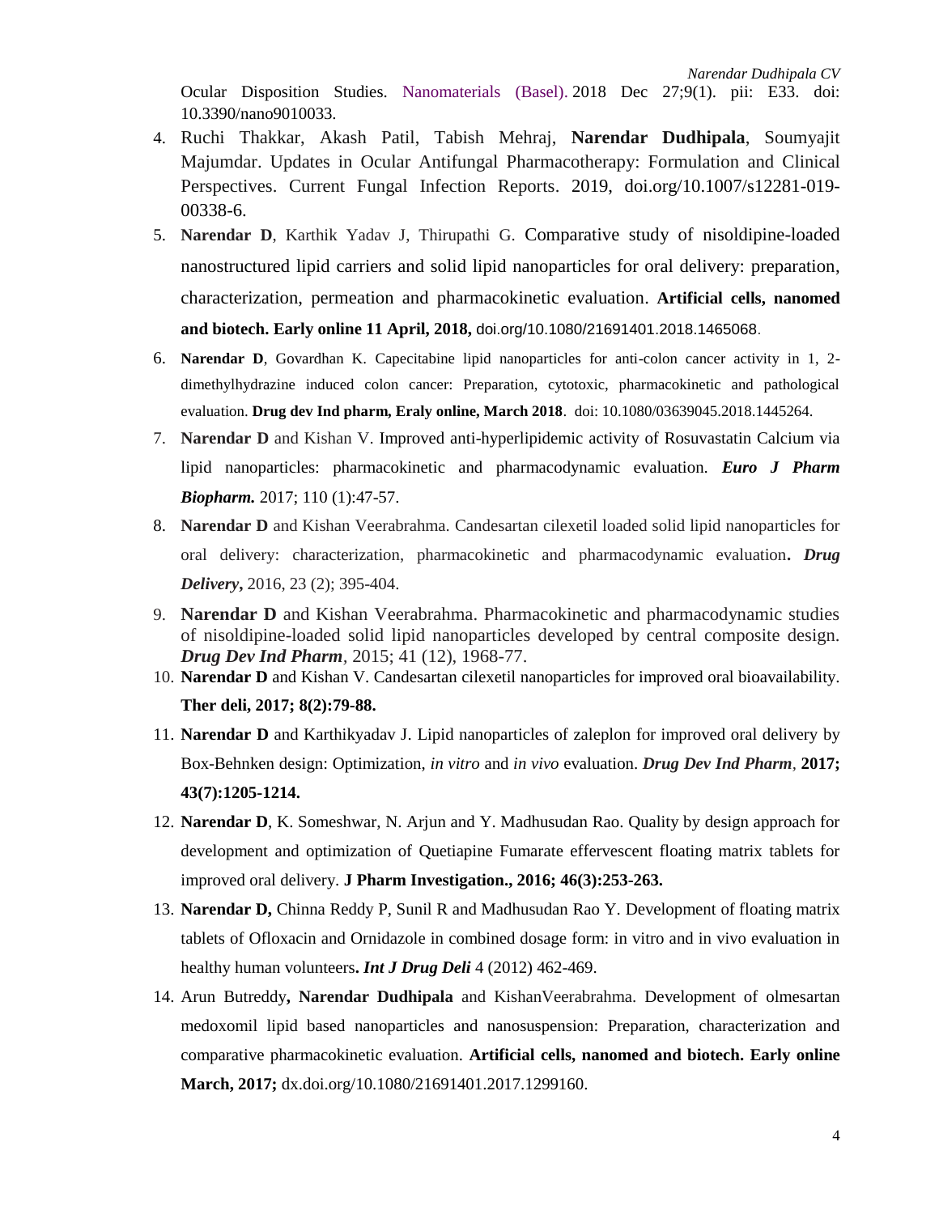Ocular Disposition Studies. Nanomaterials (Basel). 2018 Dec 27;9(1). pii: E33. doi: 10.3390/nano9010033.

4. Ruchi Thakkar, Akash Patil, Tabish Mehraj, **Narendar Dudhipala**, Soumyajit Majumdar. Updates in Ocular Antifungal Pharmacotherapy: Formulation and Clinical Perspectives. Current Fungal Infection Reports. 2019, doi.org/10.1007/s12281-019-00338-6.
5. **Narendar D**, Karthik Yadav J, Thirupathi G. Comparative study of nisoldipine-loaded nanostructured lipid carriers and solid lipid nanoparticles for oral delivery: preparation, characterization, permeation and pharmacokinetic evaluation. **Artificial cells, nanomed and biotech. Early online 11 April, 2018,** doi.org/10.1080/21691401.2018.1465068.
6. **Narendar D**, Govardhan K. Capecitabine lipid nanoparticles for anti-colon cancer activity in 1, 2-dimethylhydrazine induced colon cancer: Preparation, cytotoxic, pharmacokinetic and pathological evaluation. **Drug dev Ind pharm, Eraly online, March 2018**. doi: 10.1080/03639045.2018.1445264.
7. **Narendar D** and Kishan V. Improved anti-hyperlipidemic activity of Rosuvastatin Calcium via lipid nanoparticles: pharmacokinetic and pharmacodynamic evaluation. ***Euro J Pharm Biopharm.*** 2017; 110 (1):47-57.
8. **Narendar D** and Kishan Veerabrahma. Candesartan cilexetil loaded solid lipid nanoparticles for oral delivery: characterization, pharmacokinetic and pharmacodynamic evaluation**. *Drug Delivery***, 2016, 23 (2); 395-404.
9. **Narendar D** and Kishan Veerabrahma. Pharmacokinetic and pharmacodynamic studies of nisoldipine-loaded solid lipid nanoparticles developed by central composite design. ***Drug Dev Ind Pharm***, 2015; 41 (12), 1968-77.
10. **Narendar D** and Kishan V. Candesartan cilexetil nanoparticles for improved oral bioavailability. **Ther deli, 2017; 8(2):79-88.**
11. **Narendar D** and Karthikyadav J. Lipid nanoparticles of zaleplon for improved oral delivery by Box-Behnken design: Optimization, *in vitro* and *in vivo* evaluation. ***Drug Dev Ind Pharm***, **2017; 43(7):1205-1214.**
12. **Narendar D**, K. Someshwar, N. Arjun and Y. Madhusudan Rao. Quality by design approach for development and optimization of Quetiapine Fumarate effervescent floating matrix tablets for improved oral delivery. **J Pharm Investigation., 2016; 46(3):253-263.**
13. **Narendar D,** Chinna Reddy P, Sunil R and Madhusudan Rao Y. Development of floating matrix tablets of Ofloxacin and Ornidazole in combined dosage form: in vitro and in vivo evaluation in healthy human volunteers**. *Int J Drug Deli*** 4 (2012) 462-469.
14. Arun Butreddy**, Narendar Dudhipala** and KishanVeerabrahma. Development of olmesartan medoxomil lipid based nanoparticles and nanosuspension: Preparation, characterization and comparative pharmacokinetic evaluation. **Artificial cells, nanomed and biotech. Early online March, 2017;** dx.doi.org/10.1080/21691401.2017.1299160.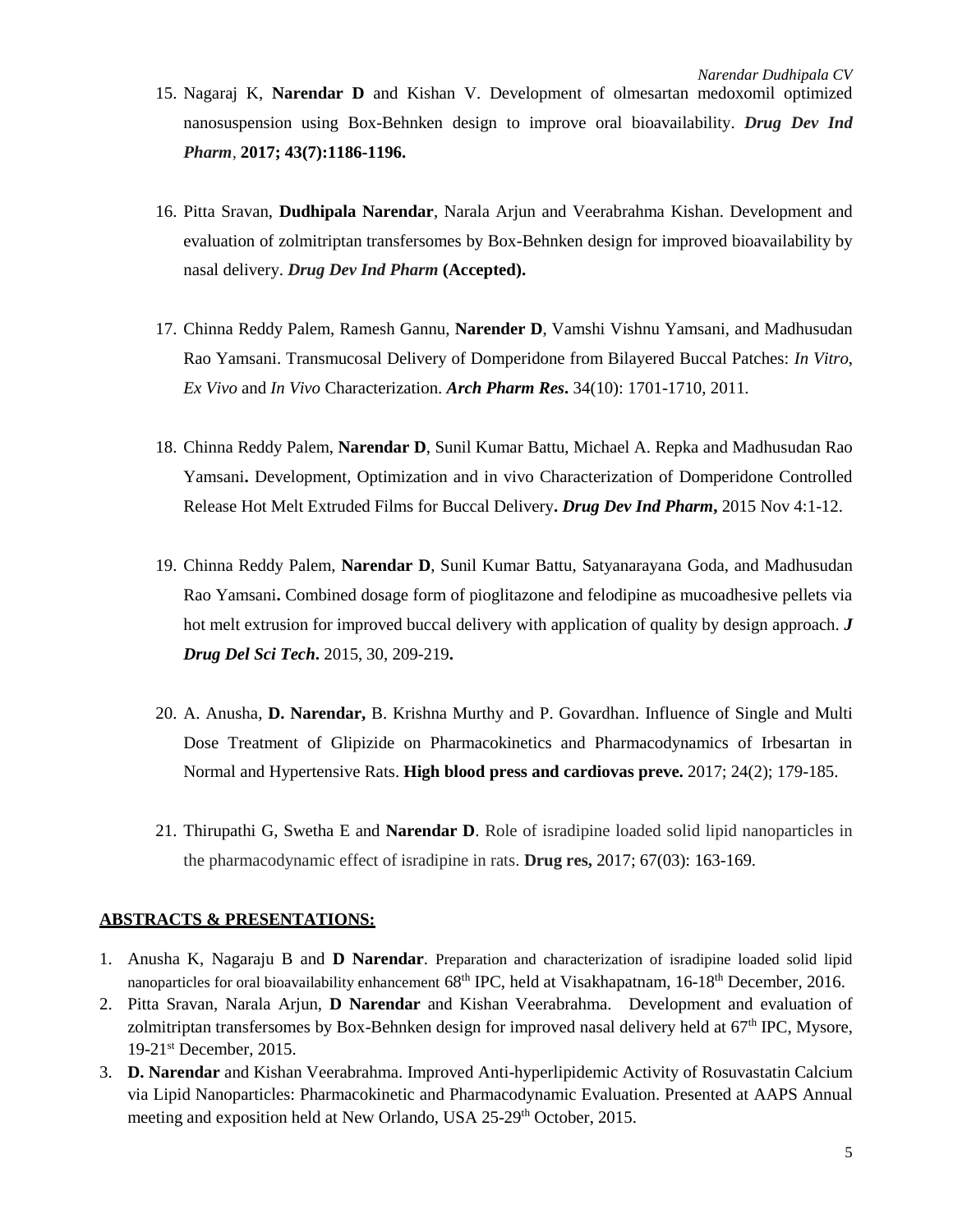15. Nagaraj K, **Narendar D** and Kishan V. Development of olmesartan medoxomil optimized nanosuspension using Box-Behnken design to improve oral bioavailability. ***Drug Dev Ind Pharm***, **2017; 43(7):1186-1196.**

16. Pitta Sravan, **Dudhipala Narendar**, Narala Arjun and Veerabrahma Kishan. Development and evaluation of zolmitriptan transfersomes by Box-Behnken design for improved bioavailability by nasal delivery. ***Drug Dev Ind Pharm*** **(Accepted).**

17. Chinna Reddy Palem, Ramesh Gannu, **Narender D**, Vamshi Vishnu Yamsani, and Madhusudan Rao Yamsani. Transmucosal Delivery of Domperidone from Bilayered Buccal Patches: *In Vitro*, *Ex Vivo* and *In Vivo* Characterization. ***Arch Pharm Res*.** 34(10): 1701-1710, 2011.

18. Chinna Reddy Palem, **Narendar D**, Sunil Kumar Battu, Michael A. Repka and Madhusudan Rao Yamsani**.** Development, Optimization and in vivo Characterization of Domperidone Controlled Release Hot Melt Extruded Films for Buccal Delivery**. *Drug Dev Ind Pharm*,** 2015 Nov 4:1-12.

19. Chinna Reddy Palem, **Narendar D**, Sunil Kumar Battu, Satyanarayana Goda, and Madhusudan Rao Yamsani**.** Combined dosage form of pioglitazone and felodipine as mucoadhesive pellets via hot melt extrusion for improved buccal delivery with application of quality by design approach. ***J Drug Del Sci Tech*.** 2015, 30, 209-219**.**

20. A. Anusha, **D. Narendar,** B. Krishna Murthy and P. Govardhan. Influence of Single and Multi Dose Treatment of Glipizide on Pharmacokinetics and Pharmacodynamics of Irbesartan in Normal and Hypertensive Rats. **High blood press and cardiovas preve.** 2017; 24(2); 179-185.

21. Thirupathi G, Swetha E and **Narendar D**. Role of isradipine loaded solid lipid nanoparticles in the pharmacodynamic effect of isradipine in rats. **Drug res,** 2017; 67(03): 163-169.

## ABSTRACTS & PRESENTATIONS:

1. Anusha K, Nagaraju B and **D Narendar**. Preparation and characterization of isradipine loaded solid lipid nanoparticles for oral bioavailability enhancement 68th IPC, held at Visakhapatnam, 16-18th December, 2016.
2. Pitta Sravan, Narala Arjun, **D Narendar** and Kishan Veerabrahma. Development and evaluation of zolmitriptan transfersomes by Box-Behnken design for improved nasal delivery held at 67th IPC, Mysore, 19-21st December, 2015.
3. **D. Narendar** and Kishan Veerabrahma. Improved Anti-hyperlipidemic Activity of Rosuvastatin Calcium via Lipid Nanoparticles: Pharmacokinetic and Pharmacodynamic Evaluation. Presented at AAPS Annual meeting and exposition held at New Orlando, USA 25-29th October, 2015.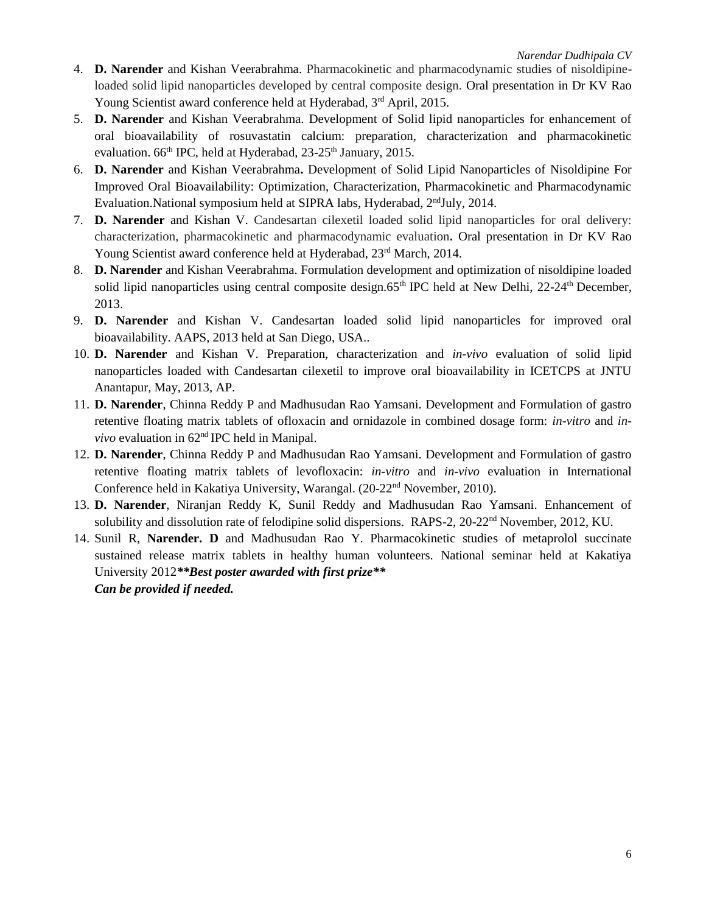4. **D. Narender** and Kishan Veerabrahma. Pharmacokinetic and pharmacodynamic studies of nisoldipine-loaded solid lipid nanoparticles developed by central composite design. Oral presentation in Dr KV Rao Young Scientist award conference held at Hyderabad, 3rd April, 2015.
5. **D. Narender** and Kishan Veerabrahma. Development of Solid lipid nanoparticles for enhancement of oral bioavailability of rosuvastatin calcium: preparation, characterization and pharmacokinetic evaluation. 66th IPC, held at Hyderabad, 23-25th January, 2015.
6. **D. Narender** and Kishan Veerabrahma**.** Development of Solid Lipid Nanoparticles of Nisoldipine For Improved Oral Bioavailability: Optimization, Characterization, Pharmacokinetic and Pharmacodynamic Evaluation.National symposium held at SIPRA labs, Hyderabad, 2ndJuly, 2014.
7. **D. Narender** and Kishan V. Candesartan cilexetil loaded solid lipid nanoparticles for oral delivery: characterization, pharmacokinetic and pharmacodynamic evaluation**.** Oral presentation in Dr KV Rao Young Scientist award conference held at Hyderabad, 23rd March, 2014.
8. **D. Narender** and Kishan Veerabrahma. Formulation development and optimization of nisoldipine loaded solid lipid nanoparticles using central composite design.65th IPC held at New Delhi, 22-24th December, 2013.
9. **D. Narender** and Kishan V. Candesartan loaded solid lipid nanoparticles for improved oral bioavailability. AAPS, 2013 held at San Diego, USA..
10. **D. Narender** and Kishan V. Preparation, characterization and *in-vivo* evaluation of solid lipid nanoparticles loaded with Candesartan cilexetil to improve oral bioavailability in ICETCPS at JNTU Anantapur, May, 2013, AP.
11. **D. Narender**, Chinna Reddy P and Madhusudan Rao Yamsani. Development and Formulation of gastro retentive floating matrix tablets of ofloxacin and ornidazole in combined dosage form: *in-vitro* and *in-vivo* evaluation in 62nd IPC held in Manipal.
12. **D. Narender**, Chinna Reddy P and Madhusudan Rao Yamsani. Development and Formulation of gastro retentive floating matrix tablets of levofloxacin: *in-vitro* and *in-vivo* evaluation in International Conference held in Kakatiya University, Warangal. (20-22nd November, 2010).
13. **D. Narender**, Niranjan Reddy K, Sunil Reddy and Madhusudan Rao Yamsani. Enhancement of solubility and dissolution rate of felodipine solid dispersions. RAPS-2, 20-22nd November, 2012, KU.
14. Sunil R, **Narender. D** and Madhusudan Rao Y. Pharmacokinetic studies of metaprolol succinate sustained release matrix tablets in healthy human volunteers. National seminar held at Kakatiya University 2012***\*\*Best poster awarded with first prize\*\****
    ***Can be provided if needed.***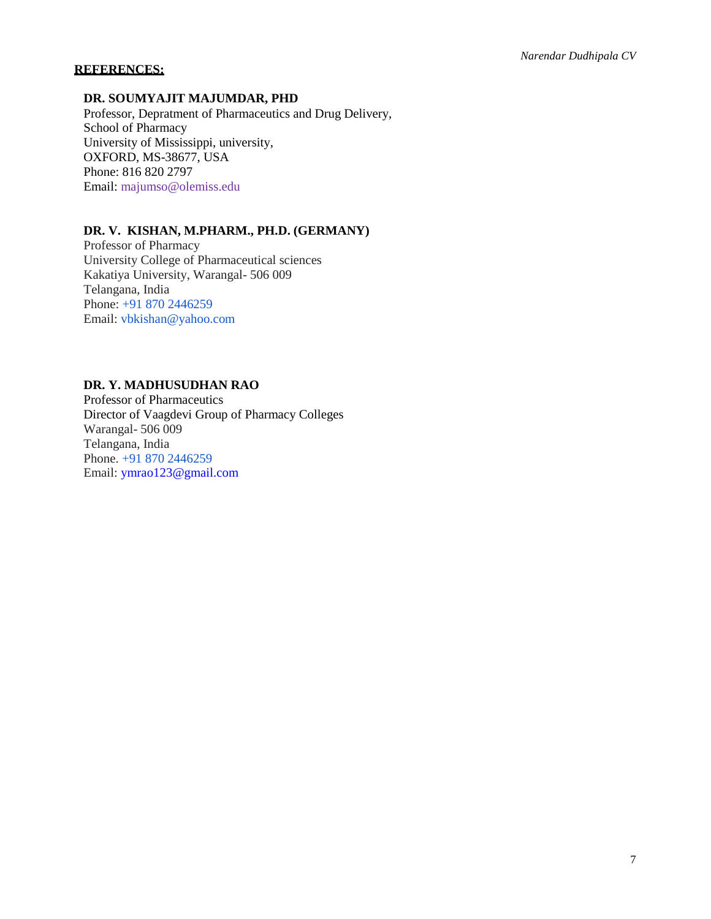## REFERENCES:

**DR. SOUMYAJIT MAJUMDAR, PHD**
Professor, Depratment of Pharmaceutics and Drug Delivery,
School of Pharmacy
University of Mississippi, university,
OXFORD, MS-38677, USA
Phone: 816 820 2797
Email: majumso@olemiss.edu

**DR. V. KISHAN, M.PHARM., PH.D. (GERMANY)**
Professor of Pharmacy
University College of Pharmaceutical sciences
Kakatiya University, Warangal- 506 009
Telangana, India
Phone: +91 870 2446259
Email: vbkishan@yahoo.com

**DR. Y. MADHUSUDHAN RAO**
Professor of Pharmaceutics
Director of Vaagdevi Group of Pharmacy Colleges
Warangal- 506 009
Telangana, India
Phone. +91 870 2446259
Email: ymrao123@gmail.com